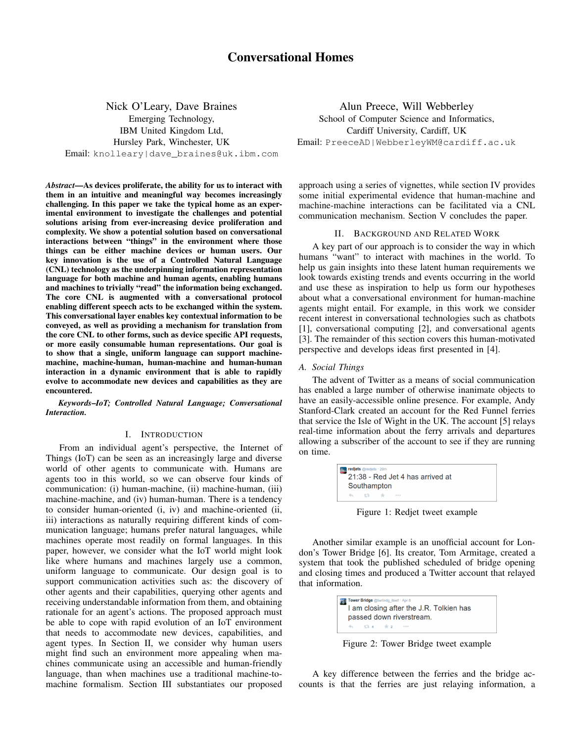# Conversational Homes

Nick O'Leary, Dave Braines
Emerging Technology,
IBM United Kingdom Ltd,
Hursley Park, Winchester, UK
Email: knolleary|dave_braines@uk.ibm.com

Alun Preece, Will Webberley
School of Computer Science and Informatics,
Cardiff University, Cardiff, UK
Email: PreeceAD|WebberleyWM@cardiff.ac.uk

***Abstract*—As devices proliferate, the ability for us to interact with them in an intuitive and meaningful way becomes increasingly challenging. In this paper we take the typical home as an experimental environment to investigate the challenges and potential solutions arising from ever-increasing device proliferation and complexity. We show a potential solution based on conversational interactions between "things" in the environment where those things can be either machine devices or human users. Our key innovation is the use of a Controlled Natural Language (CNL) technology as the underpinning information representation language for both machine and human agents, enabling humans and machines to trivially "read" the information being exchanged. The core CNL is augmented with a conversational protocol enabling different speech acts to be exchanged within the system. This conversational layer enables key contextual information to be conveyed, as well as providing a mechanism for translation from the core CNL to other forms, such as device specific API requests, or more easily consumable human representations. Our goal is to show that a single, uniform language can support machine-machine, machine-human, human-machine and human-human interaction in a dynamic environment that is able to rapidly evolve to accommodate new devices and capabilities as they are encountered.**

***Keywords*–IoT; Controlled Natural Language; Conversational Interaction.**

## I. Introduction

From an individual agent's perspective, the Internet of Things (IoT) can be seen as an increasingly large and diverse world of other agents to communicate with. Humans are agents too in this world, so we can observe four kinds of communication: (i) human-machine, (ii) machine-human, (iii) machine-machine, and (iv) human-human. There is a tendency to consider human-oriented (i, iv) and machine-oriented (ii, iii) interactions as naturally requiring different kinds of communication language; humans prefer natural languages, while machines operate most readily on formal languages. In this paper, however, we consider what the IoT world might look like where humans and machines largely use a common, uniform language to communicate. Our design goal is to support communication activities such as: the discovery of other agents and their capabilities, querying other agents and receiving understandable information from them, and obtaining rationale for an agent's actions. The proposed approach must be able to cope with rapid evolution of an IoT environment that needs to accommodate new devices, capabilities, and agent types. In Section II, we consider why human users might find such an environment more appealing when machines communicate using an accessible and human-friendly language, than when machines use a traditional machine-to-machine formalism. Section III substantiates our proposed approach using a series of vignettes, while section IV provides some initial experimental evidence that human-machine and machine-machine interactions can be facilitated via a CNL communication mechanism. Section V concludes the paper.

## II. Background and Related Work

A key part of our approach is to consider the way in which humans "want" to interact with machines in the world. To help us gain insights into these latent human requirements we look towards existing trends and events occurring in the world and use these as inspiration to help us form our hypotheses about what a conversational environment for human-machine agents might entail. For example, in this work we consider recent interest in conversational technologies such as chatbots [1], conversational computing [2], and conversational agents [3]. The remainder of this section covers this human-motivated perspective and develops ideas first presented in [4].

### A. Social Things

The advent of Twitter as a means of social communication has enabled a large number of otherwise inanimate objects to have an easily-accessible online presence. For example, Andy Stanford-Clark created an account for the Red Funnel ferries that service the Isle of Wight in the UK. The account [5] relays real-time information about the ferry arrivals and departures allowing a subscriber of the account to see if they are running on time.

redjets @redjets · 29m
21:38 - Red Jet 4 has arrived at Southampton

Figure 1: Redjet tweet example

Another similar example is an unofficial account for London's Tower Bridge [6]. Its creator, Tom Armitage, created a system that took the published scheduled of bridge opening and closing times and produced a Twitter account that relayed that information.

Tower Bridge @twrbrdg_itself · Apr 8
I am closing after the J.R. Tolkien has passed down riverstream.

Figure 2: Tower Bridge tweet example

A key difference between the ferries and the bridge accounts is that the ferries are just relaying information, a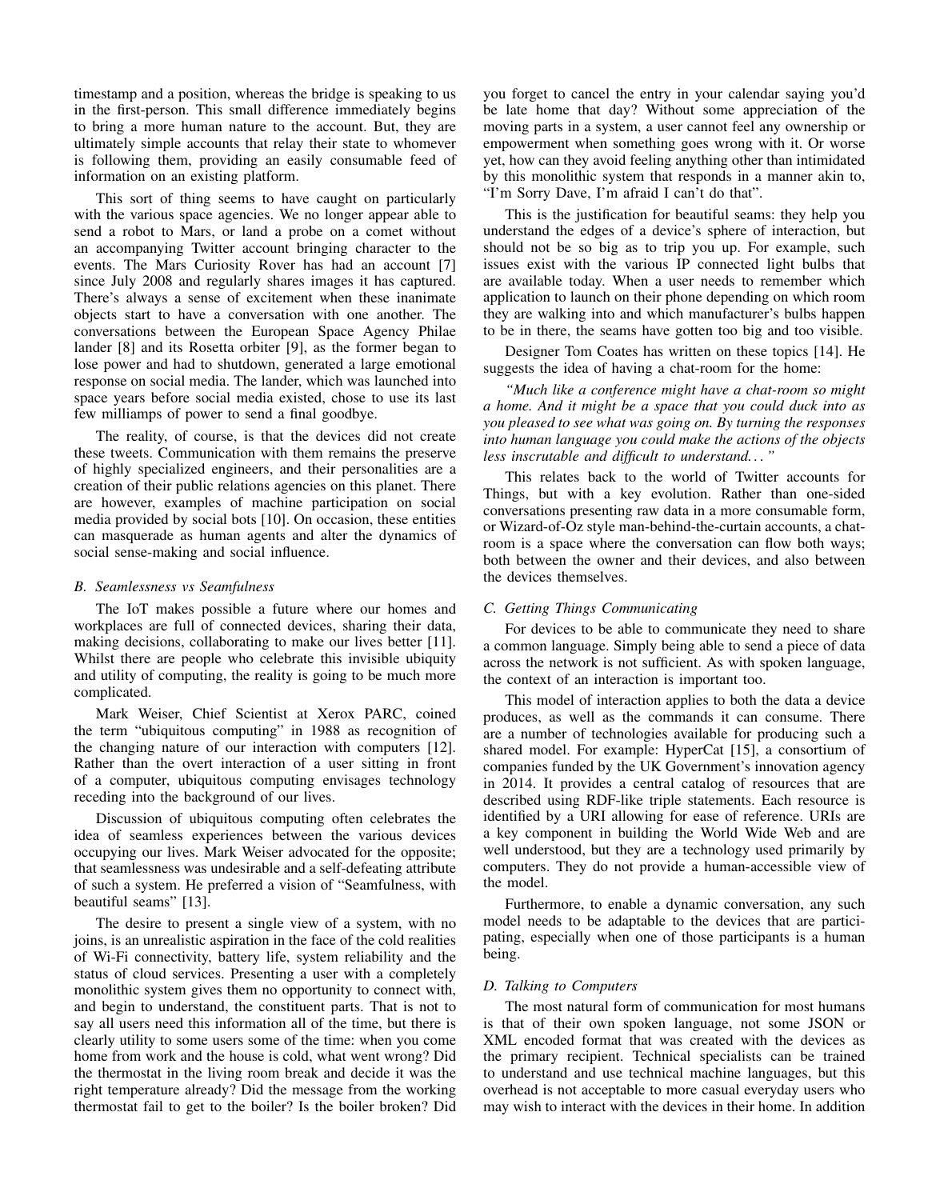timestamp and a position, whereas the bridge is speaking to us in the first-person. This small difference immediately begins to bring a more human nature to the account. But, they are ultimately simple accounts that relay their state to whomever is following them, providing an easily consumable feed of information on an existing platform.

This sort of thing seems to have caught on particularly with the various space agencies. We no longer appear able to send a robot to Mars, or land a probe on a comet without an accompanying Twitter account bringing character to the events. The Mars Curiosity Rover has had an account [7] since July 2008 and regularly shares images it has captured. There's always a sense of excitement when these inanimate objects start to have a conversation with one another. The conversations between the European Space Agency Philae lander [8] and its Rosetta orbiter [9], as the former began to lose power and had to shutdown, generated a large emotional response on social media. The lander, which was launched into space years before social media existed, chose to use its last few milliamps of power to send a final goodbye.

The reality, of course, is that the devices did not create these tweets. Communication with them remains the preserve of highly specialized engineers, and their personalities are a creation of their public relations agencies on this planet. There are however, examples of machine participation on social media provided by social bots [10]. On occasion, these entities can masquerade as human agents and alter the dynamics of social sense-making and social influence.

### B. Seamlessness vs Seamfulness

The IoT makes possible a future where our homes and workplaces are full of connected devices, sharing their data, making decisions, collaborating to make our lives better [11]. Whilst there are people who celebrate this invisible ubiquity and utility of computing, the reality is going to be much more complicated.

Mark Weiser, Chief Scientist at Xerox PARC, coined the term "ubiquitous computing" in 1988 as recognition of the changing nature of our interaction with computers [12]. Rather than the overt interaction of a user sitting in front of a computer, ubiquitous computing envisages technology receding into the background of our lives.

Discussion of ubiquitous computing often celebrates the idea of seamless experiences between the various devices occupying our lives. Mark Weiser advocated for the opposite; that seamlessness was undesirable and a self-defeating attribute of such a system. He preferred a vision of "Seamfulness, with beautiful seams" [13].

The desire to present a single view of a system, with no joins, is an unrealistic aspiration in the face of the cold realities of Wi-Fi connectivity, battery life, system reliability and the status of cloud services. Presenting a user with a completely monolithic system gives them no opportunity to connect with, and begin to understand, the constituent parts. That is not to say all users need this information all of the time, but there is clearly utility to some users some of the time: when you come home from work and the house is cold, what went wrong? Did the thermostat in the living room break and decide it was the right temperature already? Did the message from the working thermostat fail to get to the boiler? Is the boiler broken? Did you forget to cancel the entry in your calendar saying you'd be late home that day? Without some appreciation of the moving parts in a system, a user cannot feel any ownership or empowerment when something goes wrong with it. Or worse yet, how can they avoid feeling anything other than intimidated by this monolithic system that responds in a manner akin to, "I'm Sorry Dave, I'm afraid I can't do that".

This is the justification for beautiful seams: they help you understand the edges of a device's sphere of interaction, but should not be so big as to trip you up. For example, such issues exist with the various IP connected light bulbs that are available today. When a user needs to remember which application to launch on their phone depending on which room they are walking into and which manufacturer's bulbs happen to be in there, the seams have gotten too big and too visible.

Designer Tom Coates has written on these topics [14]. He suggests the idea of having a chat-room for the home:

*"Much like a conference might have a chat-room so might a home. And it might be a space that you could duck into as you pleased to see what was going on. By turning the responses into human language you could make the actions of the objects less inscrutable and difficult to understand…"*

This relates back to the world of Twitter accounts for Things, but with a key evolution. Rather than one-sided conversations presenting raw data in a more consumable form, or Wizard-of-Oz style man-behind-the-curtain accounts, a chat-room is a space where the conversation can flow both ways; both between the owner and their devices, and also between the devices themselves.

### C. Getting Things Communicating

For devices to be able to communicate they need to share a common language. Simply being able to send a piece of data across the network is not sufficient. As with spoken language, the context of an interaction is important too.

This model of interaction applies to both the data a device produces, as well as the commands it can consume. There are a number of technologies available for producing such a shared model. For example: HyperCat [15], a consortium of companies funded by the UK Government's innovation agency in 2014. It provides a central catalog of resources that are described using RDF-like triple statements. Each resource is identified by a URI allowing for ease of reference. URIs are a key component in building the World Wide Web and are well understood, but they are a technology used primarily by computers. They do not provide a human-accessible view of the model.

Furthermore, to enable a dynamic conversation, any such model needs to be adaptable to the devices that are participating, especially when one of those participants is a human being.

### D. Talking to Computers

The most natural form of communication for most humans is that of their own spoken language, not some JSON or XML encoded format that was created with the devices as the primary recipient. Technical specialists can be trained to understand and use technical machine languages, but this overhead is not acceptable to more casual everyday users who may wish to interact with the devices in their home. In addition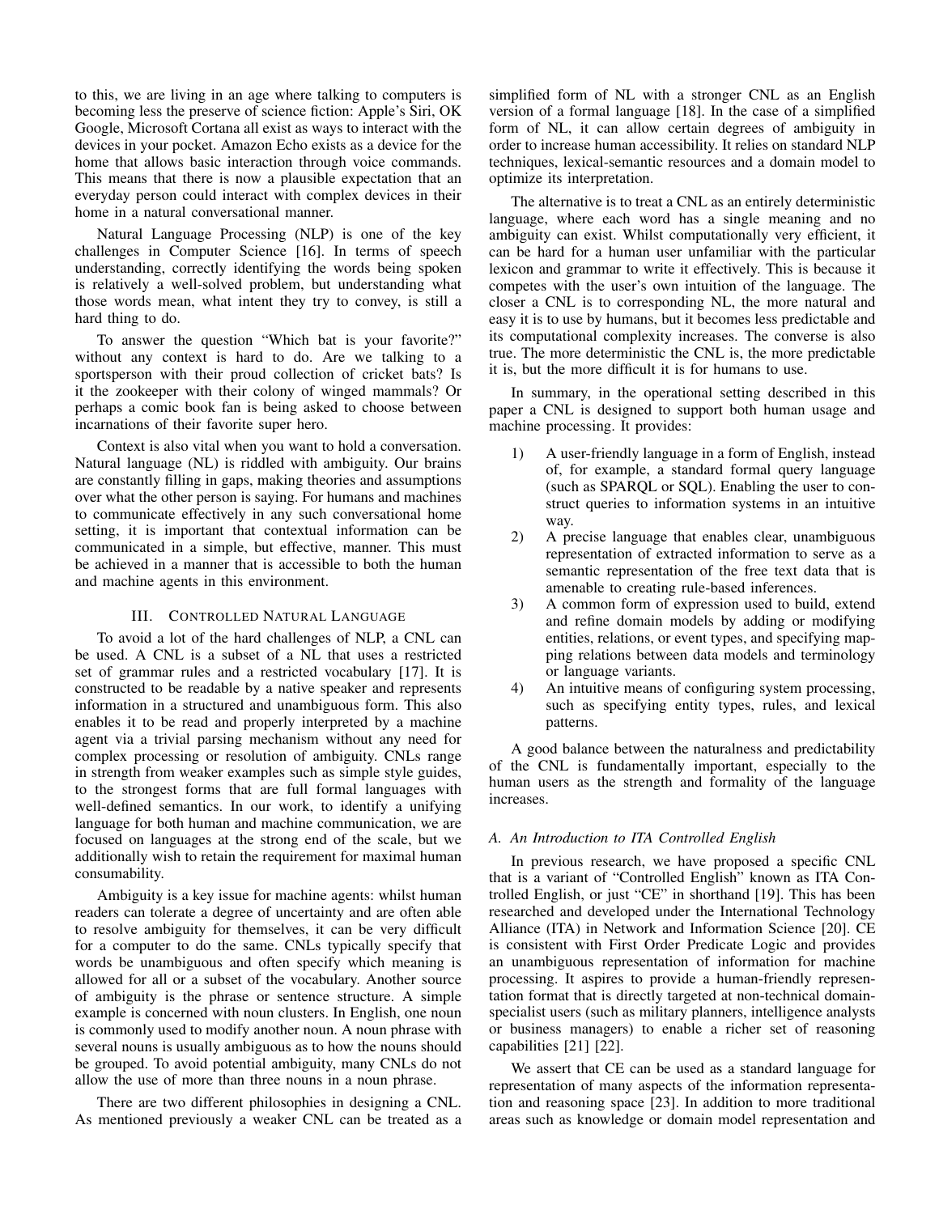to this, we are living in an age where talking to computers is becoming less the preserve of science fiction: Apple's Siri, OK Google, Microsoft Cortana all exist as ways to interact with the devices in your pocket. Amazon Echo exists as a device for the home that allows basic interaction through voice commands. This means that there is now a plausible expectation that an everyday person could interact with complex devices in their home in a natural conversational manner.

Natural Language Processing (NLP) is one of the key challenges in Computer Science [16]. In terms of speech understanding, correctly identifying the words being spoken is relatively a well-solved problem, but understanding what those words mean, what intent they try to convey, is still a hard thing to do.

To answer the question "Which bat is your favorite?" without any context is hard to do. Are we talking to a sportsperson with their proud collection of cricket bats? Is it the zookeeper with their colony of winged mammals? Or perhaps a comic book fan is being asked to choose between incarnations of their favorite super hero.

Context is also vital when you want to hold a conversation. Natural language (NL) is riddled with ambiguity. Our brains are constantly filling in gaps, making theories and assumptions over what the other person is saying. For humans and machines to communicate effectively in any such conversational home setting, it is important that contextual information can be communicated in a simple, but effective, manner. This must be achieved in a manner that is accessible to both the human and machine agents in this environment.

## III. Controlled Natural Language

To avoid a lot of the hard challenges of NLP, a CNL can be used. A CNL is a subset of a NL that uses a restricted set of grammar rules and a restricted vocabulary [17]. It is constructed to be readable by a native speaker and represents information in a structured and unambiguous form. This also enables it to be read and properly interpreted by a machine agent via a trivial parsing mechanism without any need for complex processing or resolution of ambiguity. CNLs range in strength from weaker examples such as simple style guides, to the strongest forms that are full formal languages with well-defined semantics. In our work, to identify a unifying language for both human and machine communication, we are focused on languages at the strong end of the scale, but we additionally wish to retain the requirement for maximal human consumability.

Ambiguity is a key issue for machine agents: whilst human readers can tolerate a degree of uncertainty and are often able to resolve ambiguity for themselves, it can be very difficult for a computer to do the same. CNLs typically specify that words be unambiguous and often specify which meaning is allowed for all or a subset of the vocabulary. Another source of ambiguity is the phrase or sentence structure. A simple example is concerned with noun clusters. In English, one noun is commonly used to modify another noun. A noun phrase with several nouns is usually ambiguous as to how the nouns should be grouped. To avoid potential ambiguity, many CNLs do not allow the use of more than three nouns in a noun phrase.

There are two different philosophies in designing a CNL. As mentioned previously a weaker CNL can be treated as a simplified form of NL with a stronger CNL as an English version of a formal language [18]. In the case of a simplified form of NL, it can allow certain degrees of ambiguity in order to increase human accessibility. It relies on standard NLP techniques, lexical-semantic resources and a domain model to optimize its interpretation.

The alternative is to treat a CNL as an entirely deterministic language, where each word has a single meaning and no ambiguity can exist. Whilst computationally very efficient, it can be hard for a human user unfamiliar with the particular lexicon and grammar to write it effectively. This is because it competes with the user's own intuition of the language. The closer a CNL is to corresponding NL, the more natural and easy it is to use by humans, but it becomes less predictable and its computational complexity increases. The converse is also true. The more deterministic the CNL is, the more predictable it is, but the more difficult it is for humans to use.

In summary, in the operational setting described in this paper a CNL is designed to support both human usage and machine processing. It provides:

1) A user-friendly language in a form of English, instead of, for example, a standard formal query language (such as SPARQL or SQL). Enabling the user to construct queries to information systems in an intuitive way.
2) A precise language that enables clear, unambiguous representation of extracted information to serve as a semantic representation of the free text data that is amenable to creating rule-based inferences.
3) A common form of expression used to build, extend and refine domain models by adding or modifying entities, relations, or event types, and specifying mapping relations between data models and terminology or language variants.
4) An intuitive means of configuring system processing, such as specifying entity types, rules, and lexical patterns.

A good balance between the naturalness and predictability of the CNL is fundamentally important, especially to the human users as the strength and formality of the language increases.

### A. An Introduction to ITA Controlled English

In previous research, we have proposed a specific CNL that is a variant of "Controlled English" known as ITA Controlled English, or just "CE" in shorthand [19]. This has been researched and developed under the International Technology Alliance (ITA) in Network and Information Science [20]. CE is consistent with First Order Predicate Logic and provides an unambiguous representation of information for machine processing. It aspires to provide a human-friendly representation format that is directly targeted at non-technical domain-specialist users (such as military planners, intelligence analysts or business managers) to enable a richer set of reasoning capabilities [21] [22].

We assert that CE can be used as a standard language for representation of many aspects of the information representation and reasoning space [23]. In addition to more traditional areas such as knowledge or domain model representation and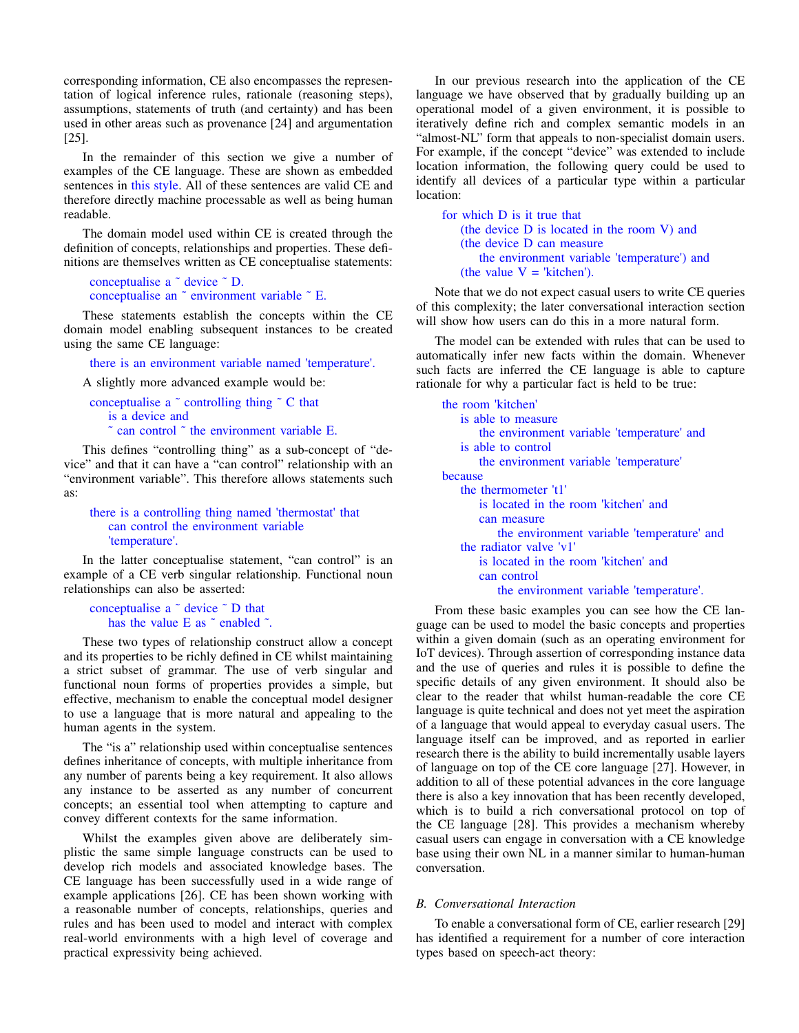corresponding information, CE also encompasses the representation of logical inference rules, rationale (reasoning steps), assumptions, statements of truth (and certainty) and has been used in other areas such as provenance [24] and argumentation [25].

In the remainder of this section we give a number of examples of the CE language. These are shown as embedded sentences in this style. All of these sentences are valid CE and therefore directly machine processable as well as being human readable.

The domain model used within CE is created through the definition of concepts, relationships and properties. These definitions are themselves written as CE conceptualise statements:

```
conceptualise a ~ device ~ D.
conceptualise an ~ environment variable ~ E.
```

These statements establish the concepts within the CE domain model enabling subsequent instances to be created using the same CE language:

```
there is an environment variable named 'temperature'.
```

A slightly more advanced example would be:

```
conceptualise a ~ controlling thing ~ C that
    is a device and
    ~ can control ~ the environment variable E.
```

This defines "controlling thing" as a sub-concept of "device" and that it can have a "can control" relationship with an "environment variable". This therefore allows statements such as:

```
there is a controlling thing named 'thermostat' that
    can control the environment variable
    'temperature'.
```

In the latter conceptualise statement, "can control" is an example of a CE verb singular relationship. Functional noun relationships can also be asserted:

```
conceptualise a ~ device ~ D that
    has the value E as ~ enabled ~.
```

These two types of relationship construct allow a concept and its properties to be richly defined in CE whilst maintaining a strict subset of grammar. The use of verb singular and functional noun forms of properties provides a simple, but effective, mechanism to enable the conceptual model designer to use a language that is more natural and appealing to the human agents in the system.

The "is a" relationship used within conceptualise sentences defines inheritance of concepts, with multiple inheritance from any number of parents being a key requirement. It also allows any instance to be asserted as any number of concurrent concepts; an essential tool when attempting to capture and convey different contexts for the same information.

Whilst the examples given above are deliberately simplistic the same simple language constructs can be used to develop rich models and associated knowledge bases. The CE language has been successfully used in a wide range of example applications [26]. CE has been shown working with a reasonable number of concepts, relationships, queries and rules and has been used to model and interact with complex real-world environments with a high level of coverage and practical expressivity being achieved.

In our previous research into the application of the CE language we have observed that by gradually building up an operational model of a given environment, it is possible to iteratively define rich and complex semantic models in an "almost-NL" form that appeals to non-specialist domain users. For example, if the concept "device" was extended to include location information, the following query could be used to identify all devices of a particular type within a particular location:

```
for which D is it true that
    (the device D is located in the room V) and
    (the device D can measure
        the environment variable 'temperature') and
    (the value V = 'kitchen').
```

Note that we do not expect casual users to write CE queries of this complexity; the later conversational interaction section will show how users can do this in a more natural form.

The model can be extended with rules that can be used to automatically infer new facts within the domain. Whenever such facts are inferred the CE language is able to capture rationale for why a particular fact is held to be true:

```
the room 'kitchen'
    is able to measure
        the environment variable 'temperature' and
    is able to control
        the environment variable 'temperature'
because
    the thermometer 't1'
        is located in the room 'kitchen' and
        can measure
            the environment variable 'temperature' and
    the radiator valve 'v1'
        is located in the room 'kitchen' and
        can control
            the environment variable 'temperature'.
```

From these basic examples you can see how the CE language can be used to model the basic concepts and properties within a given domain (such as an operating environment for IoT devices). Through assertion of corresponding instance data and the use of queries and rules it is possible to define the specific details of any given environment. It should also be clear to the reader that whilst human-readable the core CE language is quite technical and does not yet meet the aspiration of a language that would appeal to everyday casual users. The language itself can be improved, and as reported in earlier research there is the ability to build incrementally usable layers of language on top of the CE core language [27]. However, in addition to all of these potential advances in the core language there is also a key innovation that has been recently developed, which is to build a rich conversational protocol on top of the CE language [28]. This provides a mechanism whereby casual users can engage in conversation with a CE knowledge base using their own NL in a manner similar to human-human conversation.

### B. Conversational Interaction

To enable a conversational form of CE, earlier research [29] has identified a requirement for a number of core interaction types based on speech-act theory: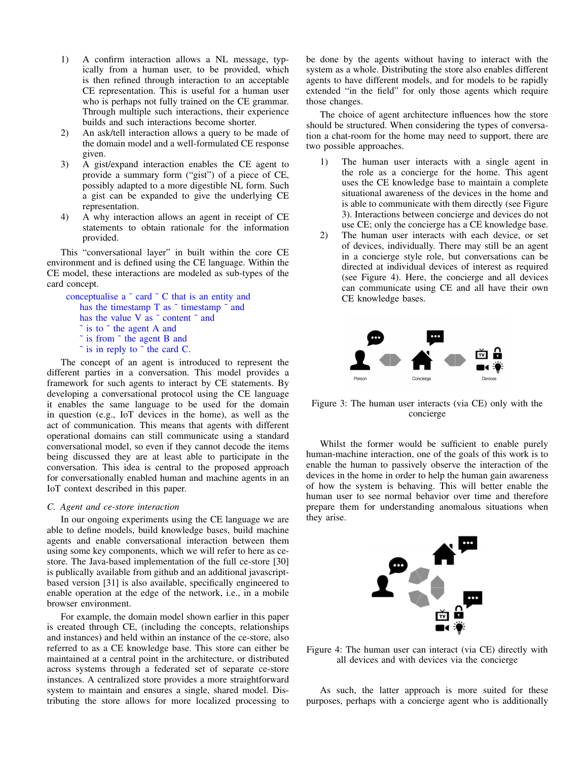1) A confirm interaction allows a NL message, typically from a human user, to be provided, which is then refined through interaction to an acceptable CE representation. This is useful for a human user who is perhaps not fully trained on the CE grammar. Through multiple such interactions, their experience builds and such interactions become shorter.
2) An ask/tell interaction allows a query to be made of the domain model and a well-formulated CE response given.
3) A gist/expand interaction enables the CE agent to provide a summary form ("gist") of a piece of CE, possibly adapted to a more digestible NL form. Such a gist can be expanded to give the underlying CE representation.
4) A why interaction allows an agent in receipt of CE statements to obtain rationale for the information provided.

This "conversational layer" in built within the core CE environment and is defined using the CE language. Within the CE model, these interactions are modeled as sub-types of the card concept.

```
conceptualise a ~ card ~ C that is an entity and
  has the timestamp T as ~ timestamp ~ and
  has the value V as ~ content ~ and
  ~ is to ~ the agent A and
  ~ is from ~ the agent B and
  ~ is in reply to ~ the card C.
```

The concept of an agent is introduced to represent the different parties in a conversation. This model provides a framework for such agents to interact by CE statements. By developing a conversational protocol using the CE language it enables the same language to be used for the domain in question (e.g., IoT devices in the home), as well as the act of communication. This means that agents with different operational domains can still communicate using a standard conversational model, so even if they cannot decode the items being discussed they are at least able to participate in the conversation. This idea is central to the proposed approach for conversationally enabled human and machine agents in an IoT context described in this paper.

### C. *Agent and ce-store interaction*

In our ongoing experiments using the CE language we are able to define models, build knowledge bases, build machine agents and enable conversational interaction between them using some key components, which we will refer to here as ce-store. The Java-based implementation of the full ce-store [30] is publically available from github and an additional javascript-based version [31] is also available, specifically engineered to enable operation at the edge of the network, i.e., in a mobile browser environment.

For example, the domain model shown earlier in this paper is created through CE, (including the concepts, relationships and instances) and held within an instance of the ce-store, also referred to as a CE knowledge base. This store can either be maintained at a central point in the architecture, or distributed across systems through a federated set of separate ce-store instances. A centralized store provides a more straightforward system to maintain and ensures a single, shared model. Distributing the store allows for more localized processing to be done by the agents without having to interact with the system as a whole. Distributing the store also enables different agents to have different models, and for models to be rapidly extended "in the field" for only those agents which require those changes.

The choice of agent architecture influences how the store should be structured. When considering the types of conversation a chat-room for the home may need to support, there are two possible approaches.

1) The human user interacts with a single agent in the role as a concierge for the home. This agent uses the CE knowledge base to maintain a complete situational awareness of the devices in the home and is able to communicate with them directly (see Figure 3). Interactions between concierge and devices do not use CE; only the concierge has a CE knowledge base.
2) The human user interacts with each device, or set of devices, individually. There may still be an agent in a concierge style role, but conversations can be directed at individual devices of interest as required (see Figure 4). Here, the concierge and all devices can communicate using CE and all have their own CE knowledge bases.

Figure 3: The human user interacts (via CE) only with the concierge

Whilst the former would be sufficient to enable purely human-machine interaction, one of the goals of this work is to enable the human to passively observe the interaction of the devices in the home in order to help the human gain awareness of how the system is behaving. This will better enable the human user to see normal behavior over time and therefore prepare them for understanding anomalous situations when they arise.

Figure 4: The human user can interact (via CE) directly with all devices and with devices via the concierge

As such, the latter approach is more suited for these purposes, perhaps with a concierge agent who is additionally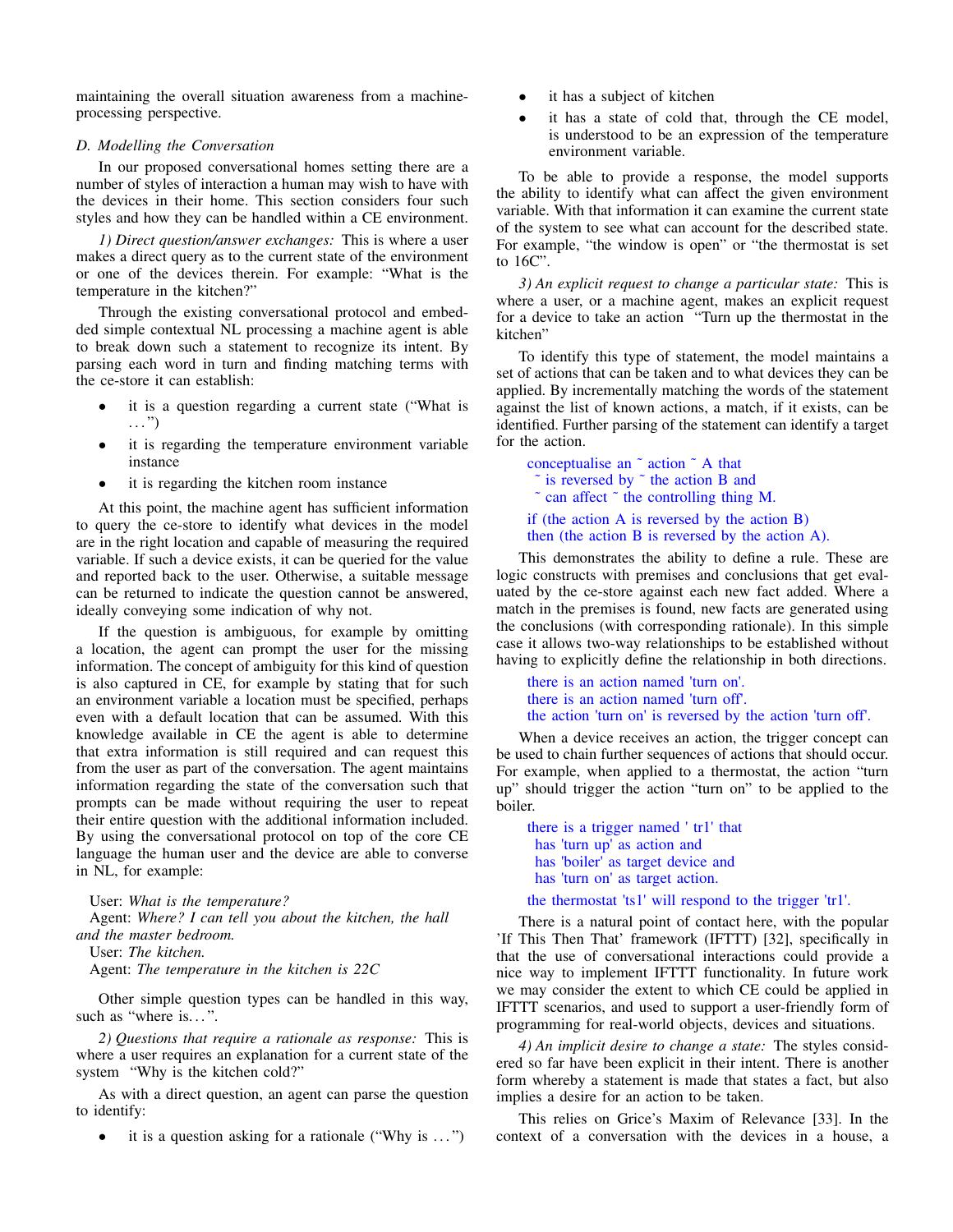maintaining the overall situation awareness from a machine-processing perspective.

### D. Modelling the Conversation

In our proposed conversational homes setting there are a number of styles of interaction a human may wish to have with the devices in their home. This section considers four such styles and how they can be handled within a CE environment.

*1) Direct question/answer exchanges:* This is where a user makes a direct query as to the current state of the environment or one of the devices therein. For example: "What is the temperature in the kitchen?"

Through the existing conversational protocol and embedded simple contextual NL processing a machine agent is able to break down such a statement to recognize its intent. By parsing each word in turn and finding matching terms with the ce-store it can establish:

- it is a question regarding a current state ("What is ...")
- it is regarding the temperature environment variable instance
- it is regarding the kitchen room instance

At this point, the machine agent has sufficient information to query the ce-store to identify what devices in the model are in the right location and capable of measuring the required variable. If such a device exists, it can be queried for the value and reported back to the user. Otherwise, a suitable message can be returned to indicate the question cannot be answered, ideally conveying some indication of why not.

If the question is ambiguous, for example by omitting a location, the agent can prompt the user for the missing information. The concept of ambiguity for this kind of question is also captured in CE, for example by stating that for such an environment variable a location must be specified, perhaps even with a default location that can be assumed. With this knowledge available in CE the agent is able to determine that extra information is still required and can request this from the user as part of the conversation. The agent maintains information regarding the state of the conversation such that prompts can be made without requiring the user to repeat their entire question with the additional information included. By using the conversational protocol on top of the core CE language the human user and the device are able to converse in NL, for example:

User: *What is the temperature?*
Agent: *Where? I can tell you about the kitchen, the hall and the master bedroom.*
User: *The kitchen.*
Agent: *The temperature in the kitchen is 22C*

Other simple question types can be handled in this way, such as "where is...".

*2) Questions that require a rationale as response:* This is where a user requires an explanation for a current state of the system "Why is the kitchen cold?"

As with a direct question, an agent can parse the question to identify:

- it is a question asking for a rationale ("Why is ...")
- it has a subject of kitchen
- it has a state of cold that, through the CE model, is understood to be an expression of the temperature environment variable.

To be able to provide a response, the model supports the ability to identify what can affect the given environment variable. With that information it can examine the current state of the system to see what can account for the described state. For example, "the window is open" or "the thermostat is set to 16C".

*3) An explicit request to change a particular state:* This is where a user, or a machine agent, makes an explicit request for a device to take an action "Turn up the thermostat in the kitchen"

To identify this type of statement, the model maintains a set of actions that can be taken and to what devices they can be applied. By incrementally matching the words of the statement against the list of known actions, a match, if it exists, can be identified. Further parsing of the statement can identify a target for the action.

```
conceptualise an ~ action ~ A that
  ~ is reversed by ~ the action B and
  ~ can affect ~ the controlling thing M.

if (the action A is reversed by the action B)
then (the action B is reversed by the action A).
```

This demonstrates the ability to define a rule. These are logic constructs with premises and conclusions that get evaluated by the ce-store against each new fact added. Where a match in the premises is found, new facts are generated using the conclusions (with corresponding rationale). In this simple case it allows two-way relationships to be established without having to explicitly define the relationship in both directions.

```
there is an action named 'turn on'.
there is an action named 'turn off'.
the action 'turn on' is reversed by the action 'turn off'.
```

When a device receives an action, the trigger concept can be used to chain further sequences of actions that should occur. For example, when applied to a thermostat, the action "turn up" should trigger the action "turn on" to be applied to the boiler.

```
there is a trigger named ' tr1' that
  has 'turn up' as action and
  has 'boiler' as target device and
  has 'turn on' as target action.

the thermostat 'ts1' will respond to the trigger 'tr1'.
```

There is a natural point of contact here, with the popular 'If This Then That' framework (IFTTT) [32], specifically in that the use of conversational interactions could provide a nice way to implement IFTTT functionality. In future work we may consider the extent to which CE could be applied in IFTTT scenarios, and used to support a user-friendly form of programming for real-world objects, devices and situations.

*4) An implicit desire to change a state:* The styles considered so far have been explicit in their intent. There is another form whereby a statement is made that states a fact, but also implies a desire for an action to be taken.

This relies on Grice's Maxim of Relevance [33]. In the context of a conversation with the devices in a house, a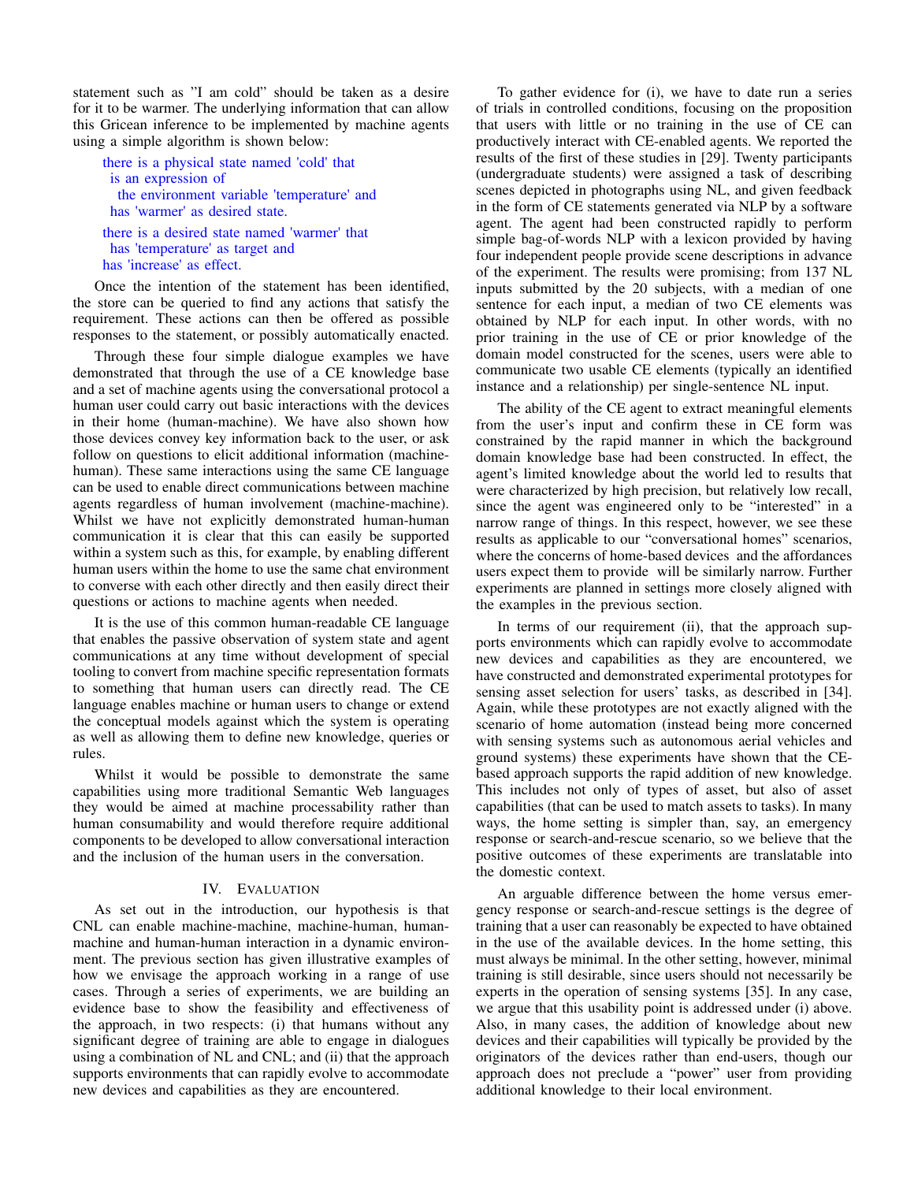statement such as "I am cold" should be taken as a desire for it to be warmer. The underlying information that can allow this Gricean inference to be implemented by machine agents using a simple algorithm is shown below:

```
there is a physical state named 'cold' that
  is an expression of
    the environment variable 'temperature' and
  has 'warmer' as desired state.

there is a desired state named 'warmer' that
  has 'temperature' as target and
  has 'increase' as effect.
```

Once the intention of the statement has been identified, the store can be queried to find any actions that satisfy the requirement. These actions can then be offered as possible responses to the statement, or possibly automatically enacted.

Through these four simple dialogue examples we have demonstrated that through the use of a CE knowledge base and a set of machine agents using the conversational protocol a human user could carry out basic interactions with the devices in their home (human-machine). We have also shown how those devices convey key information back to the user, or ask follow on questions to elicit additional information (machine-human). These same interactions using the same CE language can be used to enable direct communications between machine agents regardless of human involvement (machine-machine). Whilst we have not explicitly demonstrated human-human communication it is clear that this can easily be supported within a system such as this, for example, by enabling different human users within the home to use the same chat environment to converse with each other directly and then easily direct their questions or actions to machine agents when needed.

It is the use of this common human-readable CE language that enables the passive observation of system state and agent communications at any time without development of special tooling to convert from machine specific representation formats to something that human users can directly read. The CE language enables machine or human users to change or extend the conceptual models against which the system is operating as well as allowing them to define new knowledge, queries or rules.

Whilst it would be possible to demonstrate the same capabilities using more traditional Semantic Web languages they would be aimed at machine processability rather than human consumability and would therefore require additional components to be developed to allow conversational interaction and the inclusion of the human users in the conversation.

## IV. Evaluation

As set out in the introduction, our hypothesis is that CNL can enable machine-machine, machine-human, human-machine and human-human interaction in a dynamic environment. The previous section has given illustrative examples of how we envisage the approach working in a range of use cases. Through a series of experiments, we are building an evidence base to show the feasibility and effectiveness of the approach, in two respects: (i) that humans without any significant degree of training are able to engage in dialogues using a combination of NL and CNL; and (ii) that the approach supports environments that can rapidly evolve to accommodate new devices and capabilities as they are encountered.

To gather evidence for (i), we have to date run a series of trials in controlled conditions, focusing on the proposition that users with little or no training in the use of CE can productively interact with CE-enabled agents. We reported the results of the first of these studies in [29]. Twenty participants (undergraduate students) were assigned a task of describing scenes depicted in photographs using NL, and given feedback in the form of CE statements generated via NLP by a software agent. The agent had been constructed rapidly to perform simple bag-of-words NLP with a lexicon provided by having four independent people provide scene descriptions in advance of the experiment. The results were promising; from 137 NL inputs submitted by the 20 subjects, with a median of one sentence for each input, a median of two CE elements was obtained by NLP for each input. In other words, with no prior training in the use of CE or prior knowledge of the domain model constructed for the scenes, users were able to communicate two usable CE elements (typically an identified instance and a relationship) per single-sentence NL input.

The ability of the CE agent to extract meaningful elements from the user's input and confirm these in CE form was constrained by the rapid manner in which the background domain knowledge base had been constructed. In effect, the agent's limited knowledge about the world led to results that were characterized by high precision, but relatively low recall, since the agent was engineered only to be "interested" in a narrow range of things. In this respect, however, we see these results as applicable to our "conversational homes" scenarios, where the concerns of home-based devices and the affordances users expect them to provide will be similarly narrow. Further experiments are planned in settings more closely aligned with the examples in the previous section.

In terms of our requirement (ii), that the approach supports environments which can rapidly evolve to accommodate new devices and capabilities as they are encountered, we have constructed and demonstrated experimental prototypes for sensing asset selection for users' tasks, as described in [34]. Again, while these prototypes are not exactly aligned with the scenario of home automation (instead being more concerned with sensing systems such as autonomous aerial vehicles and ground systems) these experiments have shown that the CE-based approach supports the rapid addition of new knowledge. This includes not only of types of asset, but also of asset capabilities (that can be used to match assets to tasks). In many ways, the home setting is simpler than, say, an emergency response or search-and-rescue scenario, so we believe that the positive outcomes of these experiments are translatable into the domestic context.

An arguable difference between the home versus emergency response or search-and-rescue settings is the degree of training that a user can reasonably be expected to have obtained in the use of the available devices. In the home setting, this must always be minimal. In the other setting, however, minimal training is still desirable, since users should not necessarily be experts in the operation of sensing systems [35]. In any case, we argue that this usability point is addressed under (i) above. Also, in many cases, the addition of knowledge about new devices and their capabilities will typically be provided by the originators of the devices rather than end-users, though our approach does not preclude a "power" user from providing additional knowledge to their local environment.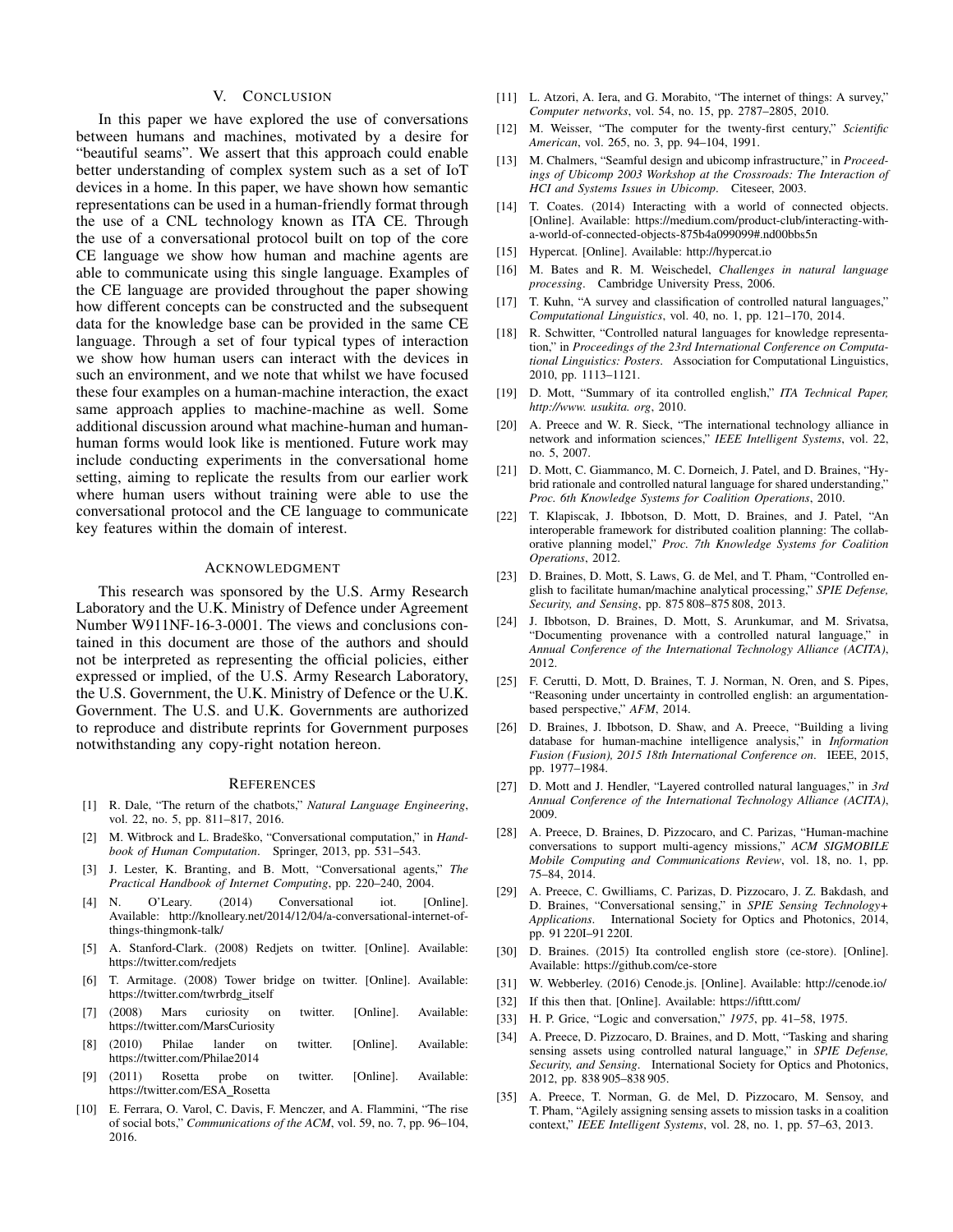## V. Conclusion

In this paper we have explored the use of conversations between humans and machines, motivated by a desire for "beautiful seams". We assert that this approach could enable better understanding of complex system such as a set of IoT devices in a home. In this paper, we have shown how semantic representations can be used in a human-friendly format through the use of a CNL technology known as ITA CE. Through the use of a conversational protocol built on top of the core CE language we show how human and machine agents are able to communicate using this single language. Examples of the CE language are provided throughout the paper showing how different concepts can be constructed and the subsequent data for the knowledge base can be provided in the same CE language. Through a set of four typical types of interaction we show how human users can interact with the devices in such an environment, and we note that whilst we have focused these four examples on a human-machine interaction, the exact same approach applies to machine-machine as well. Some additional discussion around what machine-human and human-human forms would look like is mentioned. Future work may include conducting experiments in the conversational home setting, aiming to replicate the results from our earlier work where human users without training were able to use the conversational protocol and the CE language to communicate key features within the domain of interest.

## Acknowledgment

This research was sponsored by the U.S. Army Research Laboratory and the U.K. Ministry of Defence under Agreement Number W911NF-16-3-0001. The views and conclusions contained in this document are those of the authors and should not be interpreted as representing the official policies, either expressed or implied, of the U.S. Army Research Laboratory, the U.S. Government, the U.K. Ministry of Defence or the U.K. Government. The U.S. and U.K. Governments are authorized to reproduce and distribute reprints for Government purposes notwithstanding any copy-right notation hereon.

## References

[1] R. Dale, "The return of the chatbots," *Natural Language Engineering*, vol. 22, no. 5, pp. 811–817, 2016.

[2] M. Witbrock and L. Bradeško, "Conversational computation," in *Handbook of Human Computation*. Springer, 2013, pp. 531–543.

[3] J. Lester, K. Branting, and B. Mott, "Conversational agents," *The Practical Handbook of Internet Computing*, pp. 220–240, 2004.

[4] N. O'Leary. (2014) Conversational iot. [Online]. Available: http://knolleary.net/2014/12/04/a-conversational-internet-of-things-thingmonk-talk/

[5] A. Stanford-Clark. (2008) Redjets on twitter. [Online]. Available: https://twitter.com/redjets

[6] T. Armitage. (2008) Tower bridge on twitter. [Online]. Available: https://twitter.com/twrbrdg_itself

[7] (2008) Mars curiosity on twitter. [Online]. Available: https://twitter.com/MarsCuriosity

[8] (2010) Philae lander on twitter. [Online]. Available: https://twitter.com/Philae2014

[9] (2011) Rosetta probe on twitter. [Online]. Available: https://twitter.com/ESA_Rosetta

[10] E. Ferrara, O. Varol, C. Davis, F. Menczer, and A. Flammini, "The rise of social bots," *Communications of the ACM*, vol. 59, no. 7, pp. 96–104, 2016.

[11] L. Atzori, A. Iera, and G. Morabito, "The internet of things: A survey," *Computer networks*, vol. 54, no. 15, pp. 2787–2805, 2010.

[12] M. Weisser, "The computer for the twenty-first century," *Scientific American*, vol. 265, no. 3, pp. 94–104, 1991.

[13] M. Chalmers, "Seamful design and ubicomp infrastructure," in *Proceedings of Ubicomp 2003 Workshop at the Crossroads: The Interaction of HCI and Systems Issues in Ubicomp*. Citeseer, 2003.

[14] T. Coates. (2014) Interacting with a world of connected objects. [Online]. Available: https://medium.com/product-club/interacting-with-a-world-of-connected-objects-875b4a099099#.nd00bbs5n

[15] Hypercat. [Online]. Available: http://hypercat.io

[16] M. Bates and R. M. Weischedel, *Challenges in natural language processing*. Cambridge University Press, 2006.

[17] T. Kuhn, "A survey and classification of controlled natural languages," *Computational Linguistics*, vol. 40, no. 1, pp. 121–170, 2014.

[18] R. Schwitter, "Controlled natural languages for knowledge representation," in *Proceedings of the 23rd International Conference on Computational Linguistics: Posters*. Association for Computational Linguistics, 2010, pp. 1113–1121.

[19] D. Mott, "Summary of ita controlled english," *ITA Technical Paper, http://www. usukita. org*, 2010.

[20] A. Preece and W. R. Sieck, "The international technology alliance in network and information sciences," *IEEE Intelligent Systems*, vol. 22, no. 5, 2007.

[21] D. Mott, C. Giammanco, M. C. Dorneich, J. Patel, and D. Braines, "Hybrid rationale and controlled natural language for shared understanding," *Proc. 6th Knowledge Systems for Coalition Operations*, 2010.

[22] T. Klapiscak, J. Ibbotson, D. Mott, D. Braines, and J. Patel, "An interoperable framework for distributed coalition planning: The collaborative planning model," *Proc. 7th Knowledge Systems for Coalition Operations*, 2012.

[23] D. Braines, D. Mott, S. Laws, G. de Mel, and T. Pham, "Controlled english to facilitate human/machine analytical processing," *SPIE Defense, Security, and Sensing*, pp. 875 808–875 808, 2013.

[24] J. Ibbotson, D. Braines, D. Mott, S. Arunkumar, and M. Srivatsa, "Documenting provenance with a controlled natural language," in *Annual Conference of the International Technology Alliance (ACITA)*, 2012.

[25] F. Cerutti, D. Mott, D. Braines, T. J. Norman, N. Oren, and S. Pipes, "Reasoning under uncertainty in controlled english: an argumentation-based perspective," *AFM*, 2014.

[26] D. Braines, J. Ibbotson, D. Shaw, and A. Preece, "Building a living database for human-machine intelligence analysis," in *Information Fusion (Fusion), 2015 18th International Conference on*. IEEE, 2015, pp. 1977–1984.

[27] D. Mott and J. Hendler, "Layered controlled natural languages," in *3rd Annual Conference of the International Technology Alliance (ACITA)*, 2009.

[28] A. Preece, D. Braines, D. Pizzocaro, and C. Parizas, "Human-machine conversations to support multi-agency missions," *ACM SIGMOBILE Mobile Computing and Communications Review*, vol. 18, no. 1, pp. 75–84, 2014.

[29] A. Preece, C. Gwilliams, C. Parizas, D. Pizzocaro, J. Z. Bakdash, and D. Braines, "Conversational sensing," in *SPIE Sensing Technology+ Applications*. International Society for Optics and Photonics, 2014, pp. 91 220I–91 220I.

[30] D. Braines. (2015) Ita controlled english store (ce-store). [Online]. Available: https://github.com/ce-store

[31] W. Webberley. (2016) Cenode.js. [Online]. Available: http://cenode.io/

[32] If this then that. [Online]. Available: https://ifttt.com/

[33] H. P. Grice, "Logic and conversation," *1975*, pp. 41–58, 1975.

[34] A. Preece, D. Pizzocaro, D. Braines, and D. Mott, "Tasking and sharing sensing assets using controlled natural language," in *SPIE Defense, Security, and Sensing*. International Society for Optics and Photonics, 2012, pp. 838 905–838 905.

[35] A. Preece, T. Norman, G. de Mel, D. Pizzocaro, M. Sensoy, and T. Pham, "Agilely assigning sensing assets to mission tasks in a coalition context," *IEEE Intelligent Systems*, vol. 28, no. 1, pp. 57–63, 2013.